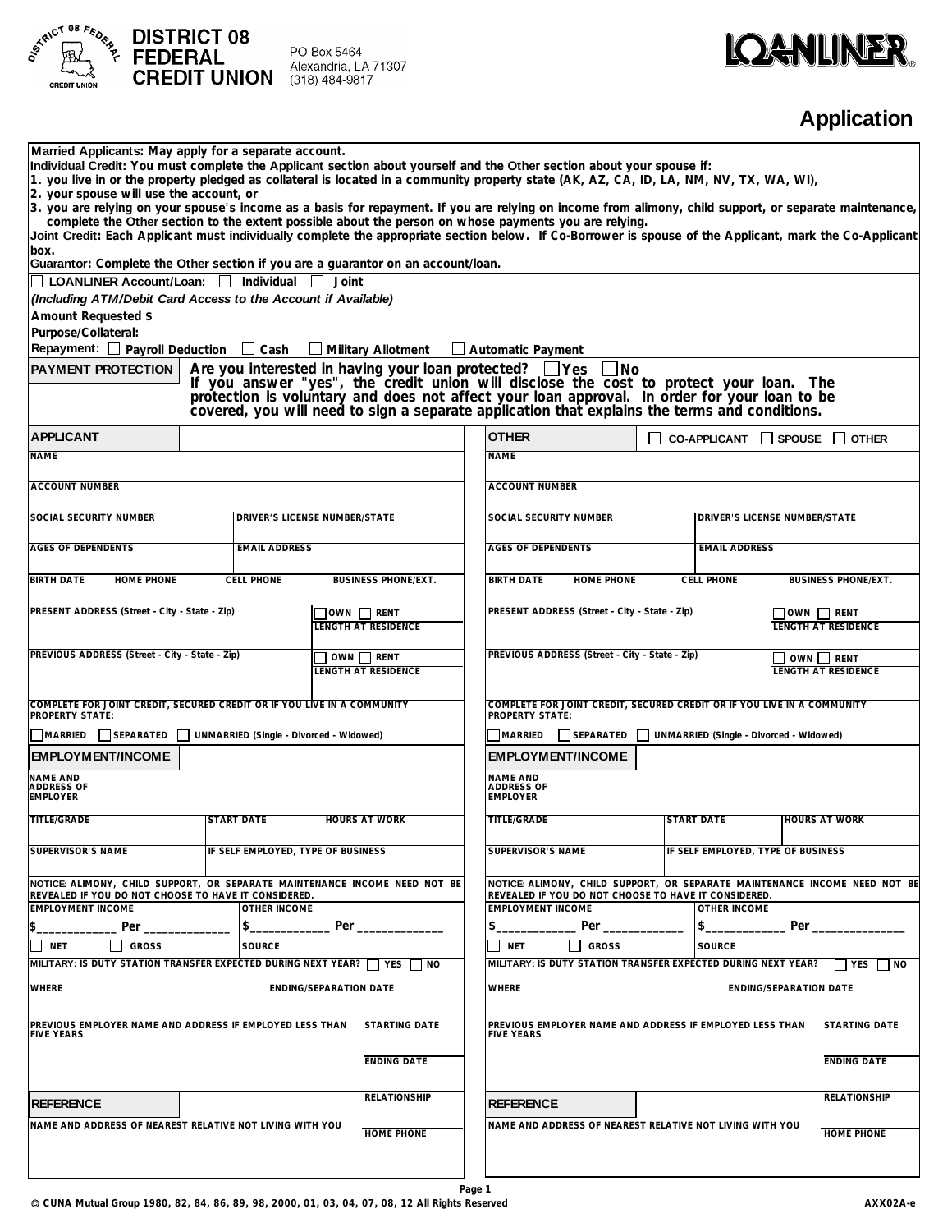**DISTRICT 08 FEDERAL CREDIT UNION**
PO Box 5464
Alexandria, LA 71307
(318) 484-9817

**LOANLINER®**

# Application

**Married Applicants:** May apply for a separate account.
**Individual Credit:** You must complete the Applicant section about yourself and the Other section about your spouse if:
1. you live in or the property pledged as collateral is located in a community property state (AK, AZ, CA, ID, LA, NM, NV, TX, WA, WI),
2. your spouse will use the account, or
3. you are relying on your spouse's income as a basis for repayment. If you are relying on income from alimony, child support, or separate maintenance, complete the Other section to the extent possible about the person on whose payments you are relying.

**Joint Credit:** Each Applicant must individually complete the appropriate section below. If Co-Borrower is spouse of the Applicant, mark the Co-Applicant box.
**Guarantor:** Complete the Other section if you are a guarantor on an account/loan.

☐ LOANLINER Account/Loan: ☐ Individual ☐ Joint
*(Including ATM/Debit Card Access to the Account if Available)*
**Amount Requested $**
**Purpose/Collateral:**
**Repayment:** ☐ Payroll Deduction ☐ Cash ☐ Military Allotment ☐ Automatic Payment

**PAYMENT PROTECTION** — **Are you interested in having your loan protected?** ☐ Yes ☐ No
**If you answer "yes", the credit union will disclose the cost to protect your loan. The protection is voluntary and does not affect your loan approval. In order for your loan to be covered, you will need to sign a separate application that explains the terms and conditions.**

## APPLICANT

| | |
|---|---|
| NAME | |
| ACCOUNT NUMBER | |
| SOCIAL SECURITY NUMBER | DRIVER'S LICENSE NUMBER/STATE |
| AGES OF DEPENDENTS | EMAIL ADDRESS |
| BIRTH DATE / HOME PHONE / CELL PHONE | BUSINESS PHONE/EXT. |
| PRESENT ADDRESS (Street - City - State - Zip) | ☐ OWN ☐ RENT / LENGTH AT RESIDENCE |
| PREVIOUS ADDRESS (Street - City - State - Zip) | ☐ OWN ☐ RENT / LENGTH AT RESIDENCE |

COMPLETE FOR JOINT CREDIT, SECURED CREDIT OR IF YOU LIVE IN A COMMUNITY PROPERTY STATE:
☐ MARRIED ☐ SEPARATED ☐ UNMARRIED (Single - Divorced - Widowed)

### EMPLOYMENT/INCOME

| | | |
|---|---|---|
| NAME AND ADDRESS OF EMPLOYER | | |
| TITLE/GRADE | START DATE | HOURS AT WORK |
| SUPERVISOR'S NAME | IF SELF EMPLOYED, TYPE OF BUSINESS | |

NOTICE: ALIMONY, CHILD SUPPORT, OR SEPARATE MAINTENANCE INCOME NEED NOT BE REVEALED IF YOU DO NOT CHOOSE TO HAVE IT CONSIDERED.

| EMPLOYMENT INCOME | OTHER INCOME |
|---|---|
| $____________ Per ____________ | $____________ Per ____________ |
| ☐ NET ☐ GROSS | SOURCE |

MILITARY: IS DUTY STATION TRANSFER EXPECTED DURING NEXT YEAR? ☐ YES ☐ NO

| WHERE | ENDING/SEPARATION DATE |
|---|---|

| PREVIOUS EMPLOYER NAME AND ADDRESS IF EMPLOYED LESS THAN FIVE YEARS | STARTING DATE |
|---|---|
| | ENDING DATE |

### REFERENCE

| NAME AND ADDRESS OF NEAREST RELATIVE NOT LIVING WITH YOU | RELATIONSHIP |
|---|---|
| | HOME PHONE |

## OTHER ☐ CO-APPLICANT ☐ SPOUSE ☐ OTHER

| | |
|---|---|
| NAME | |
| ACCOUNT NUMBER | |
| SOCIAL SECURITY NUMBER | DRIVER'S LICENSE NUMBER/STATE |
| AGES OF DEPENDENTS | EMAIL ADDRESS |
| BIRTH DATE / HOME PHONE / CELL PHONE | BUSINESS PHONE/EXT. |
| PRESENT ADDRESS (Street - City - State - Zip) | ☐ OWN ☐ RENT / LENGTH AT RESIDENCE |
| PREVIOUS ADDRESS (Street - City - State - Zip) | ☐ OWN ☐ RENT / LENGTH AT RESIDENCE |

COMPLETE FOR JOINT CREDIT, SECURED CREDIT OR IF YOU LIVE IN A COMMUNITY PROPERTY STATE:
☐ MARRIED ☐ SEPARATED ☐ UNMARRIED (Single - Divorced - Widowed)

### EMPLOYMENT/INCOME

| | | |
|---|---|---|
| NAME AND ADDRESS OF EMPLOYER | | |
| TITLE/GRADE | START DATE | HOURS AT WORK |
| SUPERVISOR'S NAME | IF SELF EMPLOYED, TYPE OF BUSINESS | |

NOTICE: ALIMONY, CHILD SUPPORT, OR SEPARATE MAINTENANCE INCOME NEED NOT BE REVEALED IF YOU DO NOT CHOOSE TO HAVE IT CONSIDERED.

| EMPLOYMENT INCOME | OTHER INCOME |
|---|---|
| $____________ Per ____________ | $____________ Per ____________ |
| ☐ NET ☐ GROSS | SOURCE |

MILITARY: IS DUTY STATION TRANSFER EXPECTED DURING NEXT YEAR? ☐ YES ☐ NO

| WHERE | ENDING/SEPARATION DATE |
|---|---|

| PREVIOUS EMPLOYER NAME AND ADDRESS IF EMPLOYED LESS THAN FIVE YEARS | STARTING DATE |
|---|---|
| | ENDING DATE |

### REFERENCE

| NAME AND ADDRESS OF NEAREST RELATIVE NOT LIVING WITH YOU | RELATIONSHIP |
|---|---|
| | HOME PHONE |

© CUNA Mutual Group 1980, 82, 84, 86, 89, 98, 2000, 01, 03, 04, 07, 08, 12 All Rights Reserved — AXX02A-e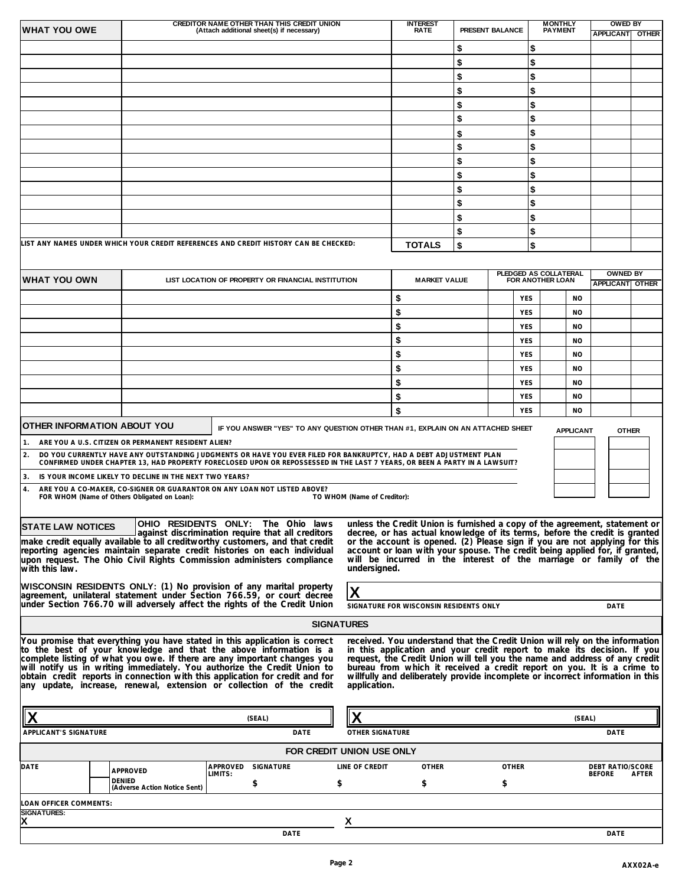| WHAT YOU OWE | CREDITOR NAME OTHER THAN THIS CREDIT UNION (Attach additional sheet(s) if necessary) | INTEREST RATE | PRESENT BALANCE | MONTHLY PAYMENT | OWED BY | |
|---|---|---|---|---|---|---|
| | | | | | APPLICANT | OTHER |
| | | | $ | $ | | |
| | | | $ | $ | | |
| | | | $ | $ | | |
| | | | $ | $ | | |
| | | | $ | $ | | |
| | | | $ | $ | | |
| | | | $ | $ | | |
| | | | $ | $ | | |
| | | | $ | $ | | |
| | | | $ | $ | | |
| | | | $ | $ | | |
| | | | $ | $ | | |
| | | | $ | $ | | |
| | | | $ | $ | | |
| LIST ANY NAMES UNDER WHICH YOUR CREDIT REFERENCES AND CREDIT HISTORY CAN BE CHECKED: | | TOTALS | $ | $ | | |

| WHAT YOU OWN | LIST LOCATION OF PROPERTY OR FINANCIAL INSTITUTION | MARKET VALUE | PLEDGED AS COLLATERAL FOR ANOTHER LOAN | | OWNED BY | |
|---|---|---|---|---|---|---|
| | | | | | APPLICANT | OTHER |
| | | $ | YES | NO | | |
| | | $ | YES | NO | | |
| | | $ | YES | NO | | |
| | | $ | YES | NO | | |
| | | $ | YES | NO | | |
| | | $ | YES | NO | | |
| | | $ | YES | NO | | |
| | | $ | YES | NO | | |
| | | $ | YES | NO | | |

## OTHER INFORMATION ABOUT YOU

IF YOU ANSWER "YES" TO ANY QUESTION OTHER THAN #1, EXPLAIN ON AN ATTACHED SHEET

| | APPLICANT | OTHER |
|---|---|---|
| 1. ARE YOU A U.S. CITIZEN OR PERMANENT RESIDENT ALIEN? | | |
| 2. DO YOU CURRENTLY HAVE ANY OUTSTANDING JUDGMENTS OR HAVE YOU EVER FILED FOR BANKRUPTCY, HAD A DEBT ADJUSTMENT PLAN CONFIRMED UNDER CHAPTER 13, HAD PROPERTY FORECLOSED UPON OR REPOSSESSED IN THE LAST 7 YEARS, OR BEEN A PARTY IN A LAWSUIT? | | |
| 3. IS YOUR INCOME LIKELY TO DECLINE IN THE NEXT TWO YEARS? | | |
| 4. ARE YOU A CO-MAKER, CO-SIGNER OR GUARANTOR ON ANY LOAN NOT LISTED ABOVE? | | |

FOR WHOM (Name of Others Obligated on Loan): TO WHOM (Name of Creditor):

## STATE LAW NOTICES

**OHIO RESIDENTS ONLY: The Ohio laws against discrimination require that all creditors make credit equally available to all creditworthy customers, and that credit reporting agencies maintain separate credit histories on each individual upon request. The Ohio Civil Rights Commission administers compliance with this law.**

**WISCONSIN RESIDENTS ONLY: (1) No provision of any marital property agreement, unilateral statement under Section 766.59, or court decree under Section 766.70 will adversely affect the rights of the Credit Union unless the Credit Union is furnished a copy of the agreement, statement or decree, or has actual knowledge of its terms, before the credit is granted or the account is opened. (2) Please sign if you are not applying for this account or loan with your spouse. The credit being applied for, if granted, will be incurred in the interest of the marriage or family of the undersigned.**

X

SIGNATURE FOR WISCONSIN RESIDENTS ONLY DATE

## SIGNATURES

**You promise that everything you have stated in this application is correct to the best of your knowledge and that the above information is a complete listing of what you owe. If there are any important changes you will notify us in writing immediately. You authorize the Credit Union to obtain credit reports in connection with this application for credit and for any update, increase, renewal, extension or collection of the credit received. You understand that the Credit Union will rely on the information in this application and your credit report to make its decision. If you request, the Credit Union will tell you the name and address of any credit bureau from which it received a credit report on you. It is a crime to willfully and deliberately provide incomplete or incorrect information in this application.**

X (SEAL)

APPLICANT'S SIGNATURE DATE

X (SEAL)

OTHER SIGNATURE DATE

## FOR CREDIT UNION USE ONLY

| DATE | | | APPROVED LIMITS: | SIGNATURE | LINE OF CREDIT | OTHER | OTHER | DEBT RATIO/SCORE BEFORE | AFTER |
|---|---|---|---|---|---|---|---|---|---|
| | | APPROVED | | $ | $ | $ | $ | | |
| | | DENIED (Adverse Action Notice Sent) | | | | | | | |

LOAN OFFICER COMMENTS:

SIGNATURES:

X DATE

X DATE

AXX02A-e